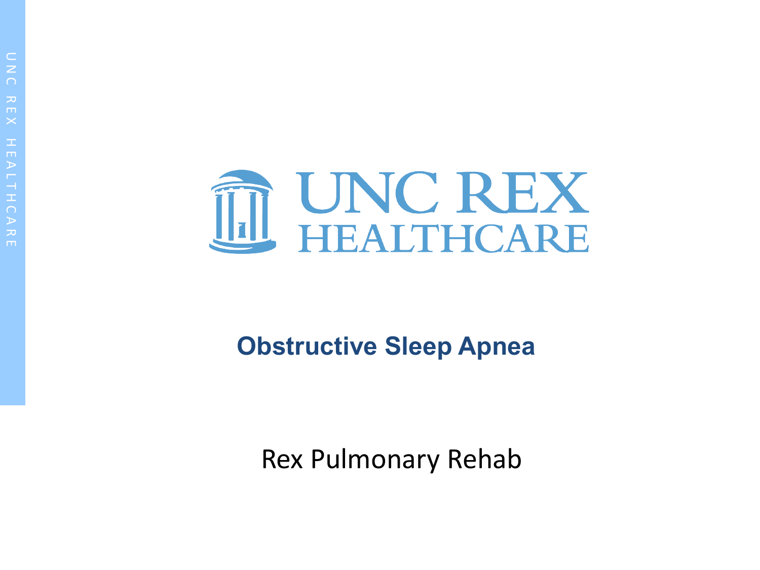UNC REX HEALTHCARE

# Obstructive Sleep Apnea

Rex Pulmonary Rehab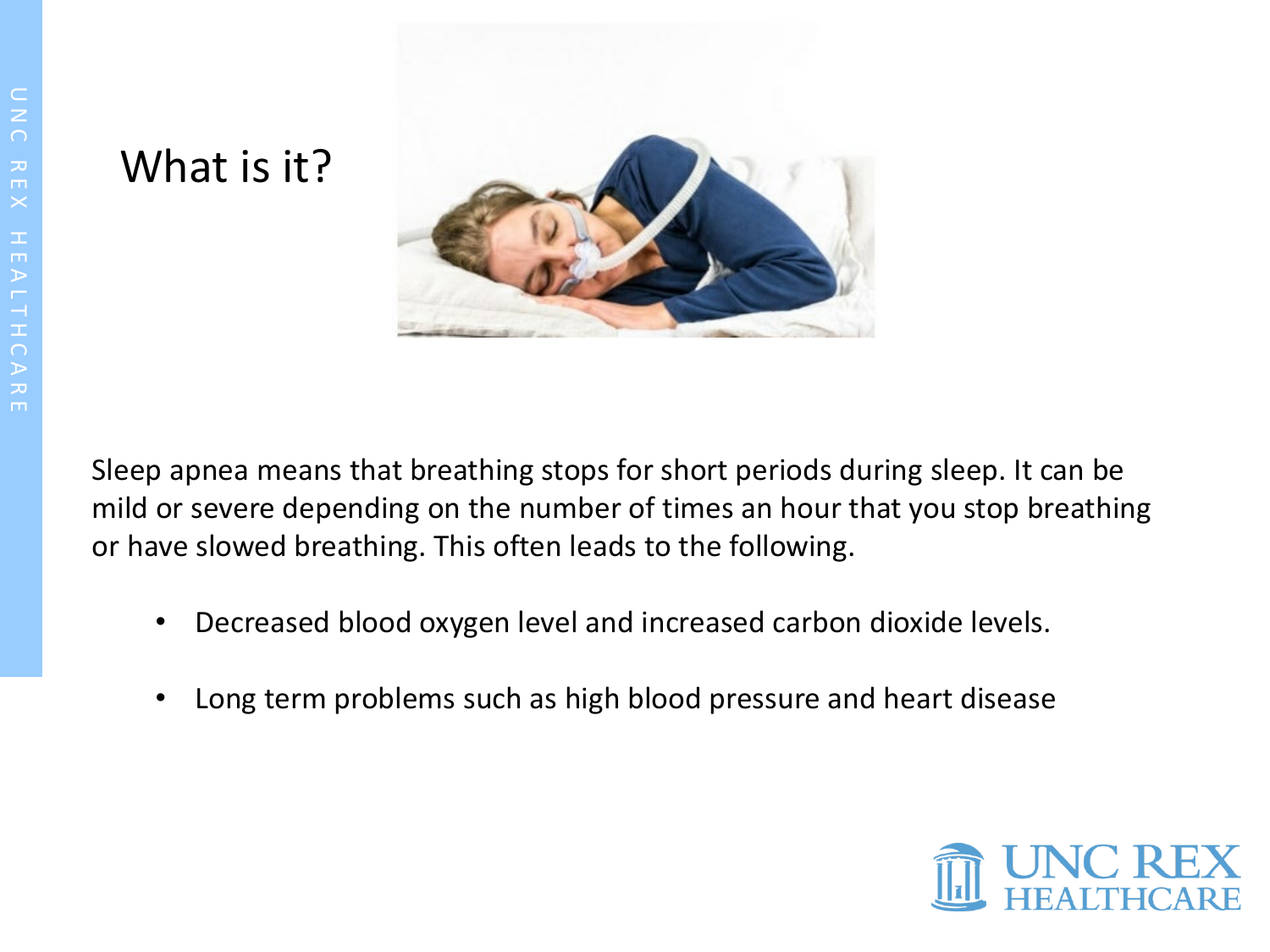# What is it?

Sleep apnea means that breathing stops for short periods during sleep. It can be mild or severe depending on the number of times an hour that you stop breathing or have slowed breathing. This often leads to the following.

- Decreased blood oxygen level and increased carbon dioxide levels.
- Long term problems such as high blood pressure and heart disease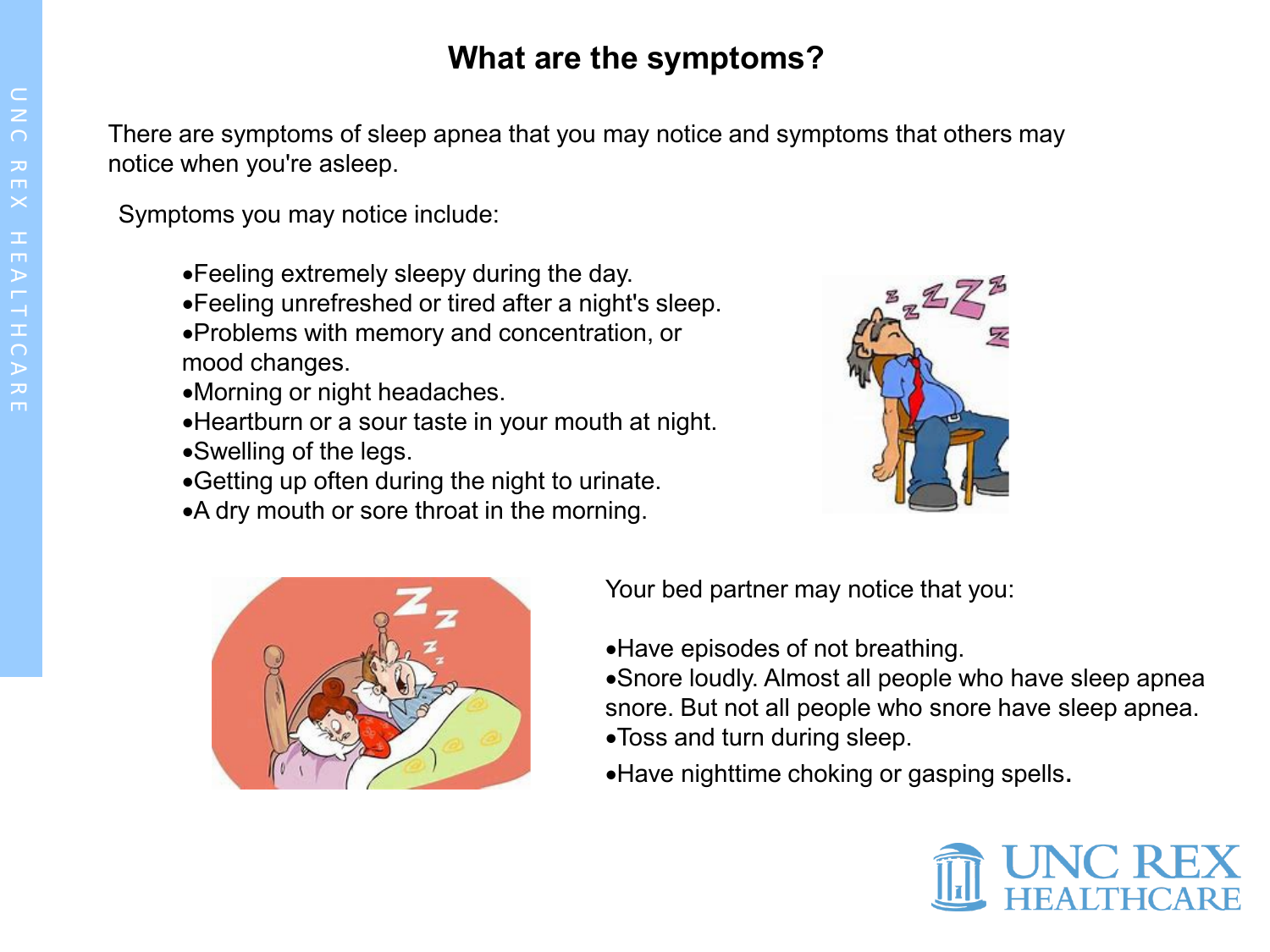# What are the symptoms?

There are symptoms of sleep apnea that you may notice and symptoms that others may notice when you're asleep.

Symptoms you may notice include:

- Feeling extremely sleepy during the day.
- Feeling unrefreshed or tired after a night's sleep.
- Problems with memory and concentration, or mood changes.
- Morning or night headaches.
- Heartburn or a sour taste in your mouth at night.
- Swelling of the legs.
- Getting up often during the night to urinate.
- A dry mouth or sore throat in the morning.

Your bed partner may notice that you:

- Have episodes of not breathing.
- Snore loudly. Almost all people who have sleep apnea snore. But not all people who snore have sleep apnea.
- Toss and turn during sleep.
- Have nighttime choking or gasping spells.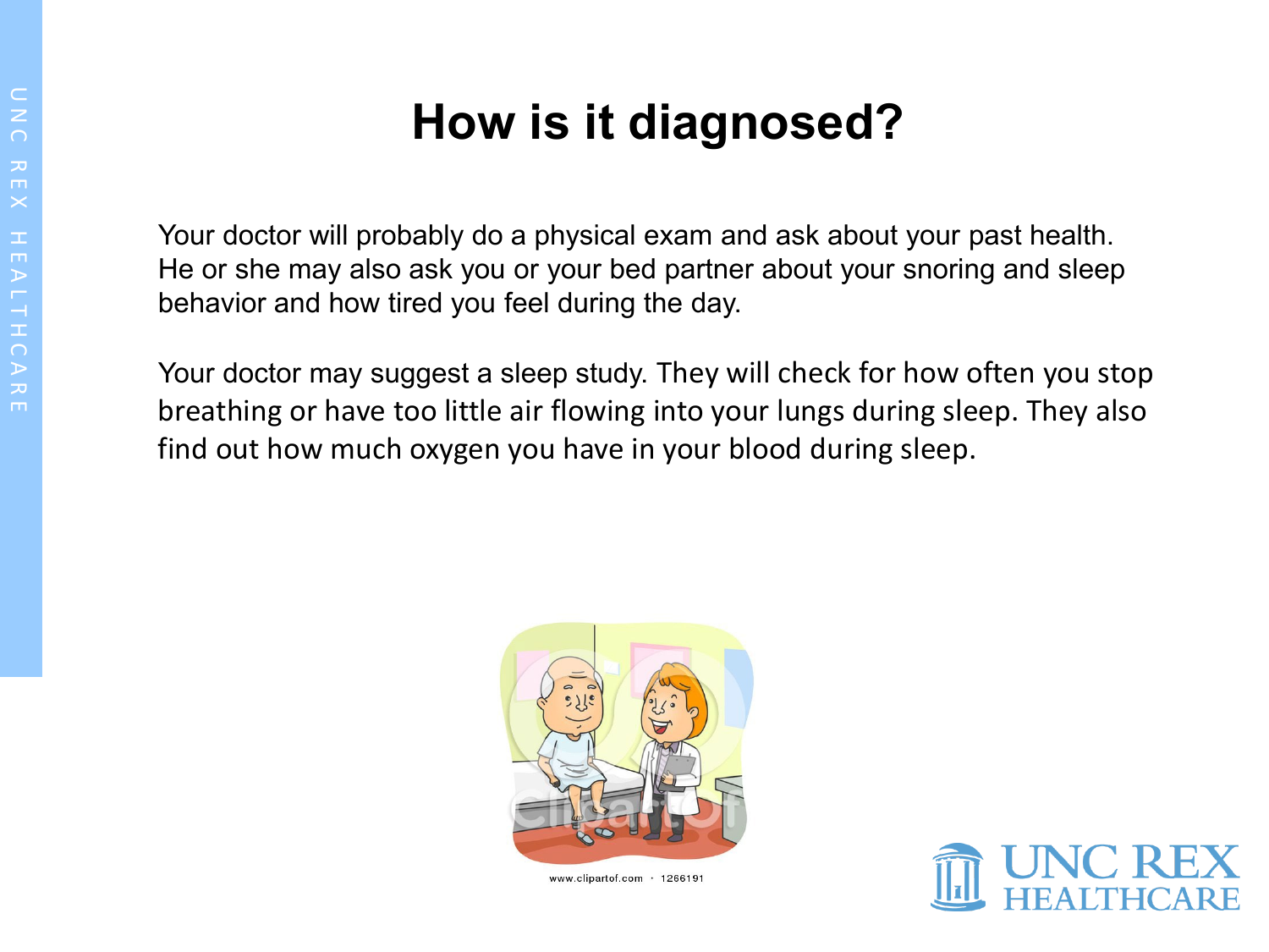# How is it diagnosed?

Your doctor will probably do a physical exam and ask about your past health. He or she may also ask you or your bed partner about your snoring and sleep behavior and how tired you feel during the day.

Your doctor may suggest a sleep study. They will check for how often you stop breathing or have too little air flowing into your lungs during sleep. They also find out how much oxygen you have in your blood during sleep.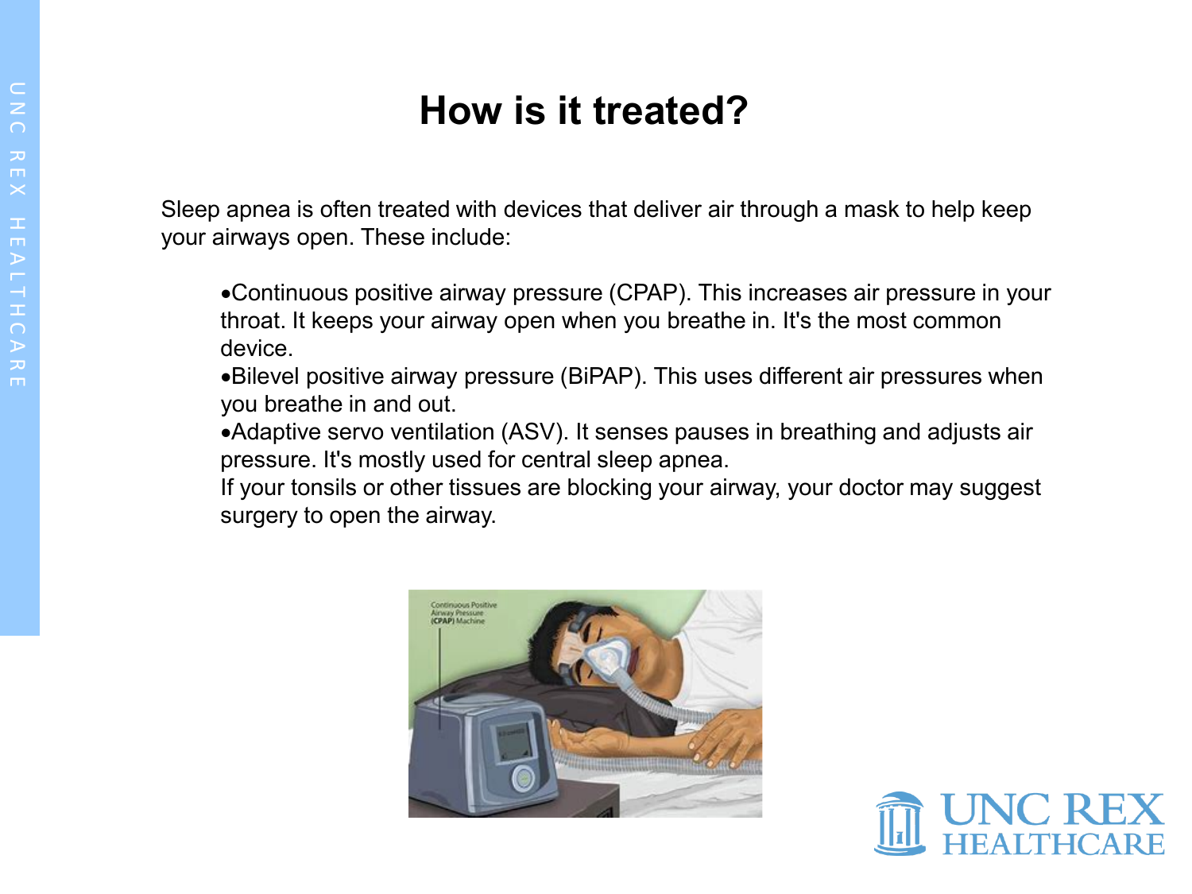# How is it treated?

Sleep apnea is often treated with devices that deliver air through a mask to help keep your airways open. These include:

- Continuous positive airway pressure (CPAP). This increases air pressure in your throat. It keeps your airway open when you breathe in. It's the most common device.
- Bilevel positive airway pressure (BiPAP). This uses different air pressures when you breathe in and out.
- Adaptive servo ventilation (ASV). It senses pauses in breathing and adjusts air pressure. It's mostly used for central sleep apnea.

If your tonsils or other tissues are blocking your airway, your doctor may suggest surgery to open the airway.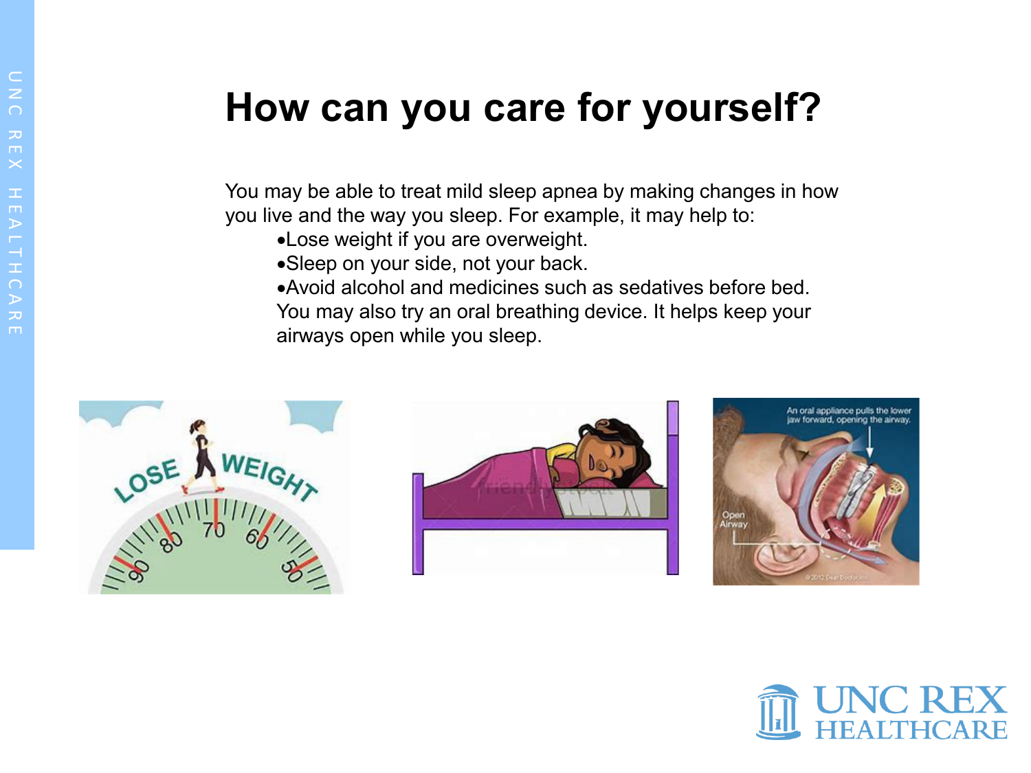# How can you care for yourself?

You may be able to treat mild sleep apnea by making changes in how you live and the way you sleep. For example, it may help to:

- Lose weight if you are overweight.
- Sleep on your side, not your back.
- Avoid alcohol and medicines such as sedatives before bed.

You may also try an oral breathing device. It helps keep your airways open while you sleep.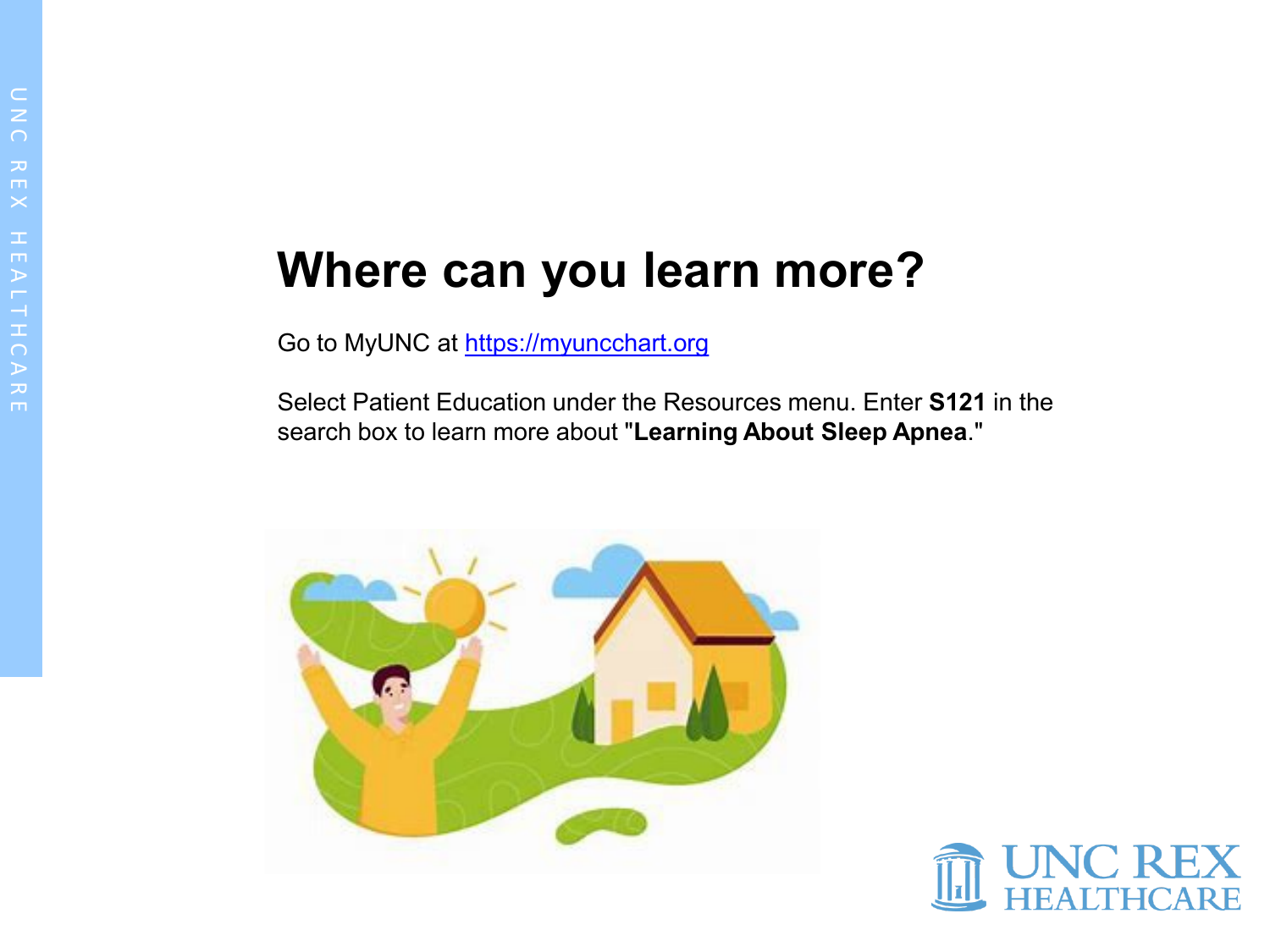# Where can you learn more?

Go to MyUNC at https://myuncchart.org

Select Patient Education under the Resources menu. Enter **S121** in the search box to learn more about "**Learning About Sleep Apnea**."